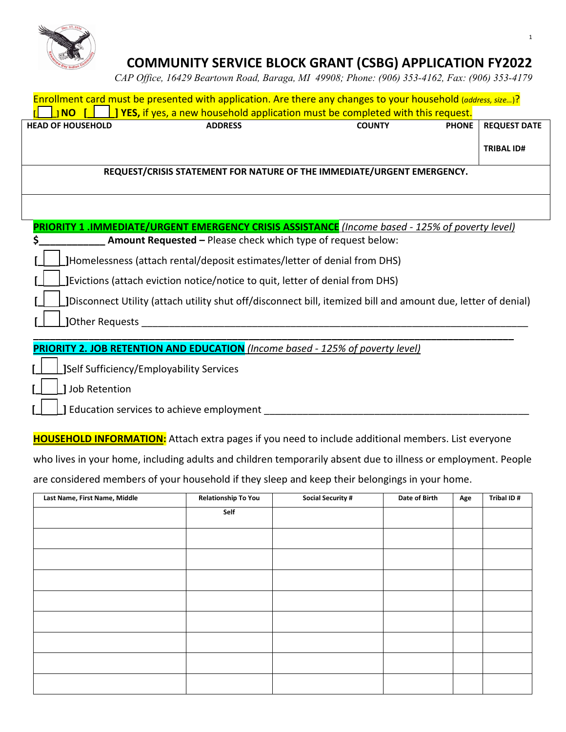# COMMUNITY SERVICE BLOCK GRANT (CSBG) APPLICATION FY2022

*CAP Office, 16429 Beartown Road, Baraga, MI 49908; Phone: (906) 353-4162, Fax: (906) 353-4179*

Enrollment card must be presented with application. Are there any changes to your household (*address, size…*)?
[___] **NO** [___] **YES,** if yes, a new household application must be completed with this request.

| HEAD OF HOUSEHOLD | ADDRESS | COUNTY | PHONE | REQUEST DATE<br><br>TRIBAL ID# |
|---|---|---|---|---|
| | | | | |

| REQUEST/CRISIS STATEMENT FOR NATURE OF THE IMMEDIATE/URGENT EMERGENCY. |
|---|
| |

**PRIORITY 1 .IMMEDIATE/URGENT EMERGENCY CRISIS ASSISTANCE** *(Income based - 125% of poverty level)*

**$____________ Amount Requested –** Please check which type of request below:

[___]Homelessness (attach rental/deposit estimates/letter of denial from DHS)

[___]Evictions (attach eviction notice/notice to quit, letter of denial from DHS)

[___]Disconnect Utility (attach utility shut off/disconnect bill, itemized bill and amount due, letter of denial)

[___]Other Requests ______________________________________________________________________

______________________________________________________________________________________

**PRIORITY 2. JOB RETENTION AND EDUCATION** *(Income based - 125% of poverty level)*

[___]Self Sufficiency/Employability Services

[___] Job Retention

[___] Education services to achieve employment _______________________________________________

**HOUSEHOLD INFORMATION:** Attach extra pages if you need to include additional members. List everyone who lives in your home, including adults and children temporarily absent due to illness or employment. People are considered members of your household if they sleep and keep their belongings in your home.

| Last Name, First Name, Middle | Relationship To You | Social Security # | Date of Birth | Age | Tribal ID # |
|---|---|---|---|---|---|
| | Self | | | | |
| | | | | | |
| | | | | | |
| | | | | | |
| | | | | | |
| | | | | | |
| | | | | | |
| | | | | | |
| | | | | | |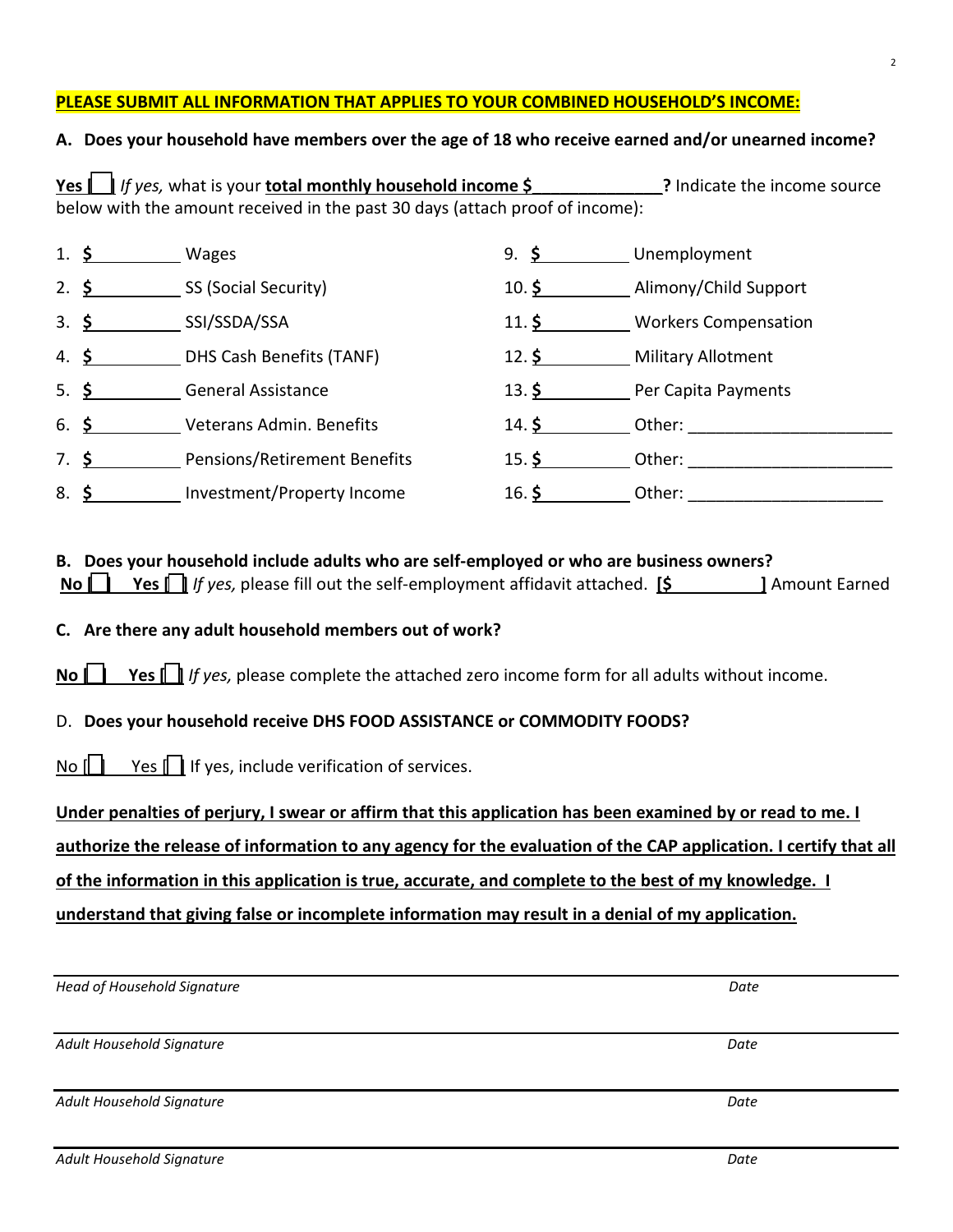**PLEASE SUBMIT ALL INFORMATION THAT APPLIES TO YOUR COMBINED HOUSEHOLD'S INCOME:**

**A. Does your household have members over the age of 18 who receive earned and/or unearned income?**

**Yes [ ]** *If yes,* what is your **total monthly household income $______________?** Indicate the income source below with the amount received in the past 30 days (attach proof of income):

| | |
|---|---|
| 1. $ ________ Wages | 9. $ ________ Unemployment |
| 2. $ ________ SS (Social Security) | 10. $ ________ Alimony/Child Support |
| 3. $ ________ SSI/SSDA/SSA | 11. $ ________ Workers Compensation |
| 4. $ ________ DHS Cash Benefits (TANF) | 12. $ ________ Military Allotment |
| 5. $ ________ General Assistance | 13. $ ________ Per Capita Payments |
| 6. $ ________ Veterans Admin. Benefits | 14. $ ________ Other: ______________________ |
| 7. $ ________ Pensions/Retirement Benefits | 15. $ ________ Other: ______________________ |
| 8. $ ________ Investment/Property Income | 16. $ ________ Other: ______________________ |

**B. Does your household include adults who are self-employed or who are business owners?**

**No [ ]** **Yes [ ]** *If yes,* please fill out the self-employment affidavit attached. **[$ ________ ]** Amount Earned

**C. Are there any adult household members out of work?**

**No [ ]** **Yes [ ]** *If yes,* please complete the attached zero income form for all adults without income.

D. **Does your household receive DHS FOOD ASSISTANCE or COMMODITY FOODS?**

No [ ] Yes [ ] If yes, include verification of services.

**Under penalties of perjury, I swear or affirm that this application has been examined by or read to me. I authorize the release of information to any agency for the evaluation of the CAP application. I certify that all of the information in this application is true, accurate, and complete to the best of my knowledge. I understand that giving false or incomplete information may result in a denial of my application.**

______________________________________________________________________

*Head of Household Signature* *Date*

______________________________________________________________________

*Adult Household Signature* *Date*

______________________________________________________________________

*Adult Household Signature* *Date*

______________________________________________________________________

*Adult Household Signature* *Date*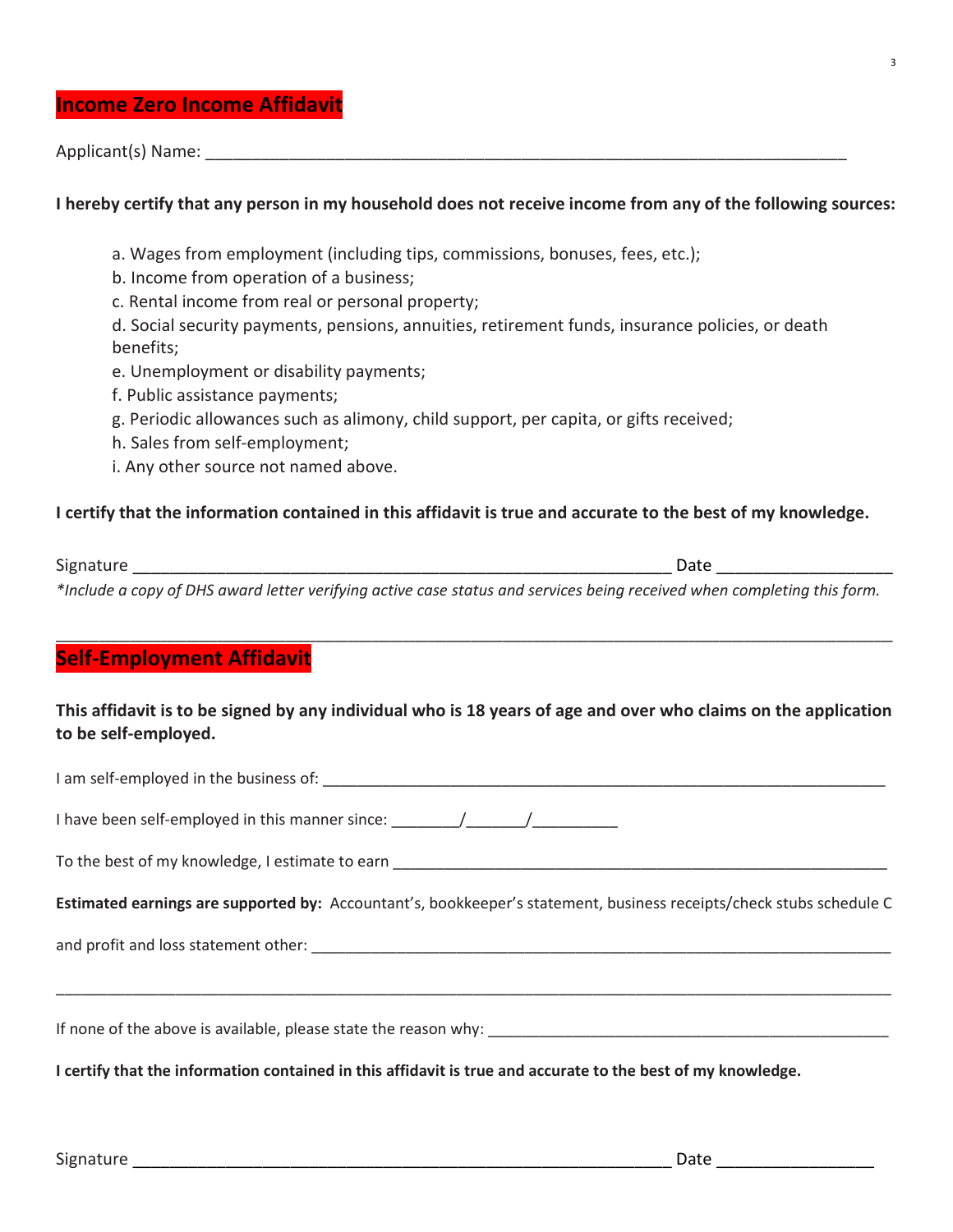## Income Zero Income Affidavit

Applicant(s) Name: ___________________________________________________________________________

**I hereby certify that any person in my household does not receive income from any of the following sources:**

a. Wages from employment (including tips, commissions, bonuses, fees, etc.);
b. Income from operation of a business;
c. Rental income from real or personal property;
d. Social security payments, pensions, annuities, retirement funds, insurance policies, or death benefits;
e. Unemployment or disability payments;
f. Public assistance payments;
g. Periodic allowances such as alimony, child support, per capita, or gifts received;
h. Sales from self-employment;
i. Any other source not named above.

**I certify that the information contained in this affidavit is true and accurate to the best of my knowledge.**

Signature ___________________________________________________________ Date __________________

*\*Include a copy of DHS award letter verifying active case status and services being received when completing this form.*

---

## Self-Employment Affidavit

**This affidavit is to be signed by any individual who is 18 years of age and over who claims on the application to be self-employed.**

I am self-employed in the business of: _______________________________________________________________

I have been self-employed in this manner since: ________/_______/__________

To the best of my knowledge, I estimate to earn _______________________________________________________

**Estimated earnings are supported by:** Accountant's, bookkeeper's statement, business receipts/check stubs schedule C

and profit and loss statement other: _________________________________________________________________

______________________________________________________________________________________________

If none of the above is available, please state the reason why: ______________________________________________

**I certify that the information contained in this affidavit is true and accurate to the best of my knowledge.**

Signature ___________________________________________________________ Date ________________